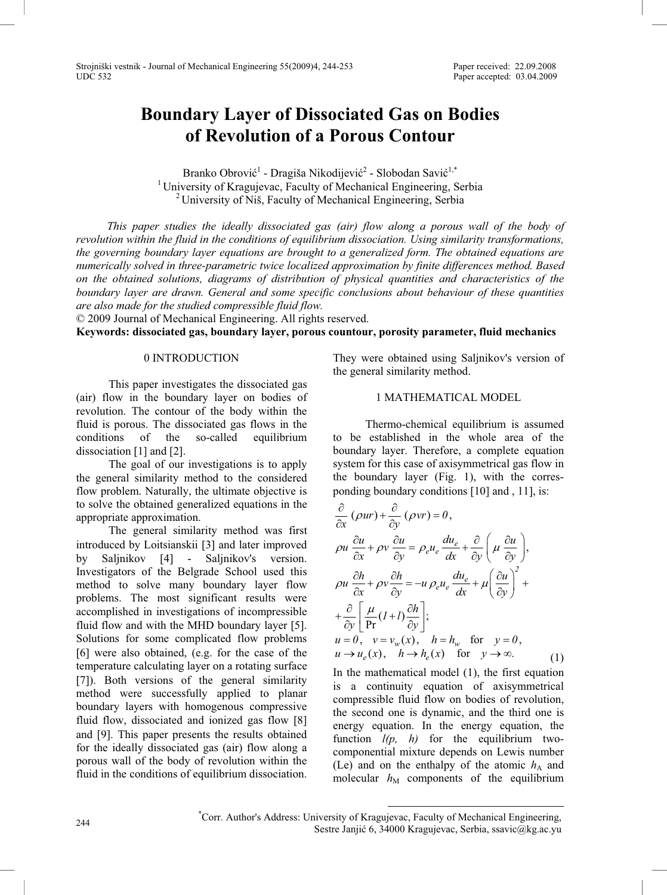# Boundary Layer of Dissociated Gas on Bodies of Revolution of a Porous Contour

Branko Obrović[1] - Dragiša Nikodijević[2] - Slobodan Savić[1,*]

[1] University of Kragujevac, Faculty of Mechanical Engineering, Serbia

[2] University of Niš, Faculty of Mechanical Engineering, Serbia

*This paper studies the ideally dissociated gas (air) flow along a porous wall of the body of revolution within the fluid in the conditions of equilibrium dissociation. Using similarity transformations, the governing boundary layer equations are brought to a generalized form. The obtained equations are numerically solved in three-parametric twice localized approximation by finite differences method. Based on the obtained solutions, diagrams of distribution of physical quantities and characteristics of the boundary layer are drawn. General and some specific conclusions about behaviour of these quantities are also made for the studied compressible fluid flow.*

© 2009 Journal of Mechanical Engineering. All rights reserved.

**Keywords: dissociated gas, boundary layer, porous countour, porosity parameter, fluid mechanics**

## 0 INTRODUCTION

This paper investigates the dissociated gas (air) flow in the boundary layer on bodies of revolution. The contour of the body within the fluid is porous. The dissociated gas flows in the conditions of the so-called equilibrium dissociation [1] and [2].

The goal of our investigations is to apply the general similarity method to the considered flow problem. Naturally, the ultimate objective is to solve the obtained generalized equations in the appropriate approximation.

The general similarity method was first introduced by Loitsianskii [3] and later improved by Saljnikov [4] - Saljnikov's version. Investigators of the Belgrade School used this method to solve many boundary layer flow problems. The most significant results were accomplished in investigations of incompressible fluid flow and with the MHD boundary layer [5]. Solutions for some complicated flow problems [6] were also obtained, (e.g. for the case of the temperature calculating layer on a rotating surface [7]). Both versions of the general similarity method were successfully applied to planar boundary layers with homogenous compressive fluid flow, dissociated and ionized gas flow [8] and [9]. This paper presents the results obtained for the ideally dissociated gas (air) flow along a porous wall of the body of revolution within the fluid in the conditions of equilibrium dissociation. They were obtained using Saljnikov's version of the general similarity method.

## 1 MATHEMATICAL MODEL

Thermo-chemical equilibrium is assumed to be established in the whole area of the boundary layer. Therefore, a complete equation system for this case of axisymmetrical gas flow in the boundary layer (Fig. 1), with the corresponding boundary conditions [10] and , 11], is:

$$
\begin{aligned}
&\frac{\partial}{\partial x}(\rho u r)+\frac{\partial}{\partial y}(\rho v r)=0,\\
&\rho u\frac{\partial u}{\partial x}+\rho v\frac{\partial u}{\partial y}=\rho_e u_e\frac{du_e}{dx}+\frac{\partial}{\partial y}\left(\mu\frac{\partial u}{\partial y}\right),\\
&\rho u\frac{\partial h}{\partial x}+\rho v\frac{\partial h}{\partial y}=-u\,\rho_e u_e\frac{du_e}{dx}+\mu\left(\frac{\partial u}{\partial y}\right)^2+\\
&+\frac{\partial}{\partial y}\left[\frac{\mu}{\Pr}(1+l)\frac{\partial h}{\partial y}\right];\\
&u=0,\quad v=v_w(x),\quad h=h_w\quad\text{for}\quad y=0,\\
&u\to u_e(x),\quad h\to h_e(x)\quad\text{for}\quad y\to\infty.
\end{aligned}
\tag{1}
$$

In the mathematical model (1), the first equation is a continuity equation of axisymmetrical compressible fluid flow on bodies of revolution, the second one is dynamic, and the third one is energy equation. In the energy equation, the function $l(p,\ h)$ for the equilibrium two-componential mixture depends on Lewis number (Le) and on the enthalpy of the atomic $h_A$ and molecular $h_M$ components of the equilibrium

*Corr. Author's Address: University of Kragujevac, Faculty of Mechanical Engineering, Sestre Janjić 6, 34000 Kragujevac, Serbia, ssavic@kg.ac.yu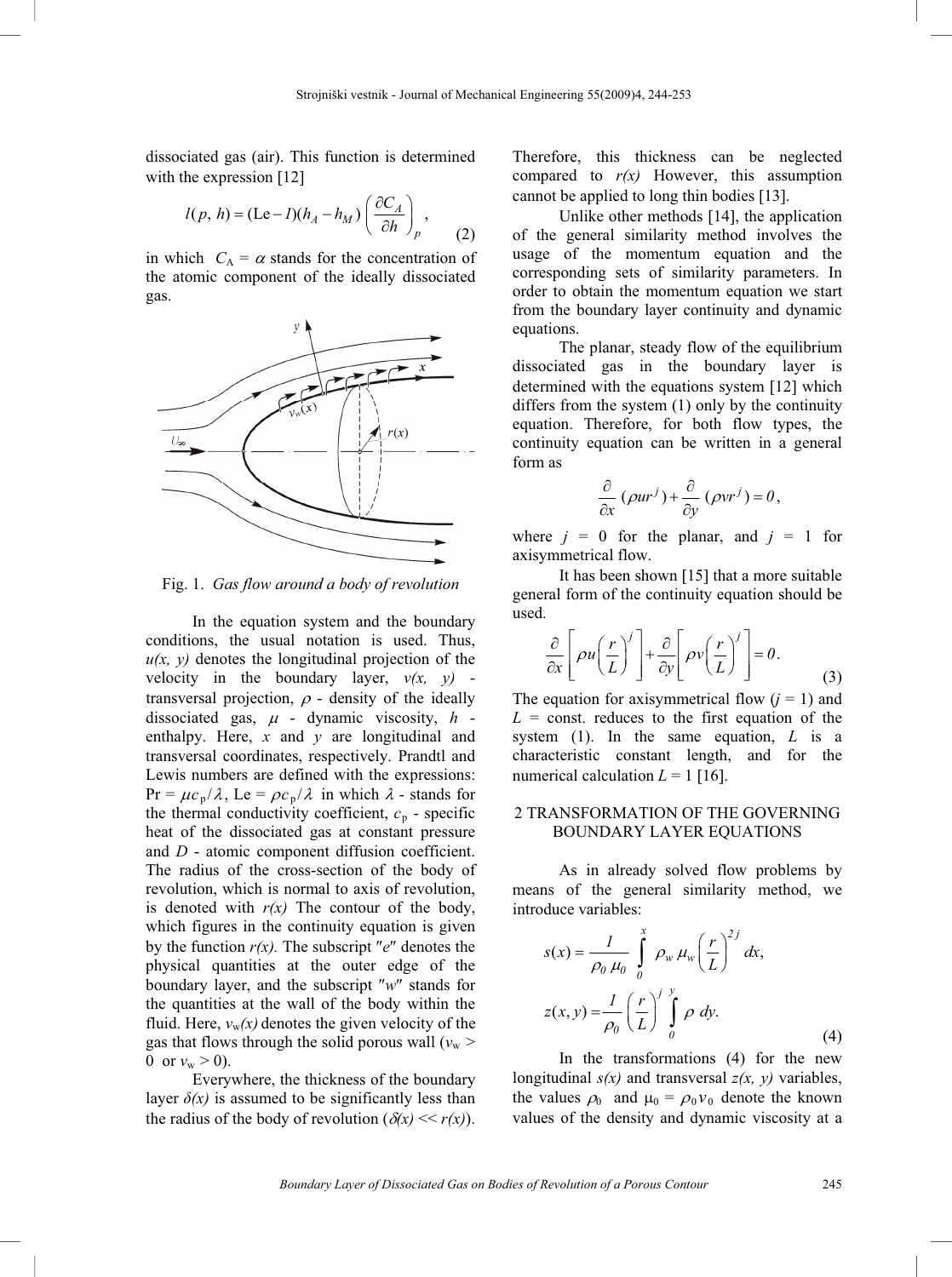dissociated gas (air). This function is determined with the expression [12]

$$l(p,\, h) = (\mathrm{Le} - 1)(h_A - h_M)\left(\frac{\partial C_A}{\partial h}\right)_p , \tag{2}$$

in which $C_A = \alpha$ stands for the concentration of the atomic component of the ideally dissociated gas.

Fig. 1. *Gas flow around a body of revolution*

In the equation system and the boundary conditions, the usual notation is used. Thus, $u(x, y)$ denotes the longitudinal projection of the velocity in the boundary layer, $v(x, y)$ - transversal projection, $\rho$ - density of the ideally dissociated gas, $\mu$ - dynamic viscosity, $h$ - enthalpy. Here, $x$ and $y$ are longitudinal and transversal coordinates, respectively. Prandtl and Lewis numbers are defined with the expressions: $\mathrm{Pr} = \mu c_p/\lambda$, $\mathrm{Le} = \rho c_p/\lambda$ in which $\lambda$ - stands for the thermal conductivity coefficient, $c_p$ - specific heat of the dissociated gas at constant pressure and $D$ - atomic component diffusion coefficient. The radius of the cross-section of the body of revolution, which is normal to axis of revolution, is denoted with $r(x)$ The contour of the body, which figures in the continuity equation is given by the function $r(x)$. The subscript "$e$" denotes the physical quantities at the outer edge of the boundary layer, and the subscript "$w$" stands for the quantities at the wall of the body within the fluid. Here, $v_w(x)$ denotes the given velocity of the gas that flows through the solid porous wall ($v_w >$ 0 or $v_w > 0$).

Everywhere, the thickness of the boundary layer $\delta(x)$ is assumed to be significantly less than the radius of the body of revolution ($\delta(x) << r(x)$). Therefore, this thickness can be neglected compared to $r(x)$ However, this assumption cannot be applied to long thin bodies [13].

Unlike other methods [14], the application of the general similarity method involves the usage of the momentum equation and the corresponding sets of similarity parameters. In order to obtain the momentum equation we start from the boundary layer continuity and dynamic equations.

The planar, steady flow of the equilibrium dissociated gas in the boundary layer is determined with the equations system [12] which differs from the system (1) only by the continuity equation. Therefore, for both flow types, the continuity equation can be written in a general form as

$$\frac{\partial}{\partial x}(\rho u r^j) + \frac{\partial}{\partial y}(\rho v r^j) = 0,$$

where $j$ = 0 for the planar, and $j$ = 1 for axisymmetrical flow.

It has been shown [15] that a more suitable general form of the continuity equation should be used.

$$\frac{\partial}{\partial x}\left[\rho u \left(\frac{r}{L}\right)^j\right] + \frac{\partial}{\partial y}\left[\rho v \left(\frac{r}{L}\right)^j\right] = 0. \tag{3}$$

The equation for axisymmetrical flow ($j$ = 1) and $L$ = const. reduces to the first equation of the system (1). In the same equation, $L$ is a characteristic constant length, and for the numerical calculation $L$ = 1 [16].

## 2 TRANSFORMATION OF THE GOVERNING BOUNDARY LAYER EQUATIONS

As in already solved flow problems by means of the general similarity method, we introduce variables:

$$s(x) = \frac{1}{\rho_0\, \mu_0} \int_0^x \rho_w\, \mu_w \left(\frac{r}{L}\right)^{2j} dx,$$

$$z(x, y) = \frac{1}{\rho_0}\left(\frac{r}{L}\right)^j \int_0^y \rho\, dy. \tag{4}$$

In the transformations (4) for the new longitudinal $s(x)$ and transversal $z(x, y)$ variables, the values $\rho_0$ and $\mu_0 = \rho_0 v_0$ denote the known values of the density and dynamic viscosity at a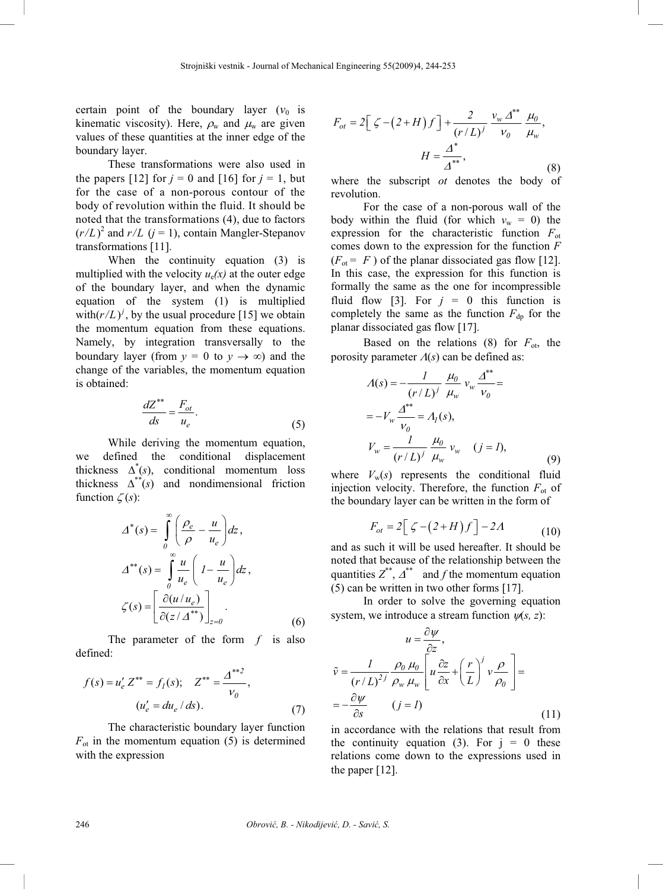certain point of the boundary layer ($\nu_0$ is kinematic viscosity). Here, $\rho_w$ and $\mu_w$ are given values of these quantities at the inner edge of the boundary layer.

These transformations were also used in the papers [12] for $j = 0$ and [16] for $j = 1$, but for the case of a non-porous contour of the body of revolution within the fluid. It should be noted that the transformations (4), due to factors $(r/L)^2$ and $r/L$ ($j = 1$), contain Mangler-Stepanov transformations [11].

When the continuity equation (3) is multiplied with the velocity $u_e(x)$ at the outer edge of the boundary layer, and when the dynamic equation of the system (1) is multiplied with$(r/L)^j$, by the usual procedure [15] we obtain the momentum equation from these equations. Namely, by integration transversally to the boundary layer (from $y = 0$ to $y \to \infty$) and the change of the variables, the momentum equation is obtained:

$$\frac{dZ^{**}}{ds} = \frac{F_{ot}}{u_e}. \tag{5}$$

While deriving the momentum equation, we defined the conditional displacement thickness $\Delta^*(s)$, conditional momentum loss thickness $\Delta^{**}(s)$ and nondimensional friction function $\zeta(s)$:

$$\Delta^*(s) = \int_0^\infty \left( \frac{\rho_e}{\rho} - \frac{u}{u_e} \right) dz,$$

$$\Delta^{**}(s) = \int_0^\infty \frac{u}{u_e} \left( 1 - \frac{u}{u_e} \right) dz,$$

$$\zeta(s) = \left[ \frac{\partial (u/u_e)}{\partial (z/\Delta^{**})} \right]_{z=0}. \tag{6}$$

The parameter of the form $f$ is also defined:

$$f(s) = u_e' Z^{**} = f_1(s); \quad Z^{**} = \frac{\Delta^{**2}}{\nu_0},$$
$$(u_e' = du_e/ds). \tag{7}$$

The characteristic boundary layer function $F_{ot}$ in the momentum equation (5) is determined with the expression

$$F_{ot} = 2\left[ \zeta - \left( 2 + H \right) f \right] + \frac{2}{(r/L)^j} \frac{v_w \Delta^{**}}{\nu_0} \frac{\mu_0}{\mu_w},$$
$$H = \frac{\Delta^*}{\Delta^{**}}, \tag{8}$$

where the subscript *ot* denotes the body of revolution.

For the case of a non-porous wall of the body within the fluid (for which $v_w = 0$) the expression for the characteristic function $F_{ot}$ comes down to the expression for the function $F$ ($F_{ot} = F$) of the planar dissociated gas flow [12]. In this case, the expression for this function is formally the same as the one for incompressible fluid flow [3]. For $j = 0$ this function is completely the same as the function $F_{dp}$ for the planar dissociated gas flow [17].

Based on the relations (8) for $F_{ot}$, the porosity parameter $\Lambda(s)$ can be defined as:

$$\Lambda(s) = -\frac{1}{(r/L)^j} \frac{\mu_0}{\mu_w} v_w \frac{\Delta^{**}}{\nu_0} =$$
$$= -V_w \frac{\Delta^{**}}{\nu_0} = \Lambda_1(s),$$
$$V_w = \frac{1}{(r/L)^j} \frac{\mu_0}{\mu_w} v_w \quad (j = 1), \tag{9}$$

where $V_w(s)$ represents the conditional fluid injection velocity. Therefore, the function $F_{ot}$ of the boundary layer can be written in the form of

$$F_{ot} = 2\left[ \zeta - \left( 2 + H \right) f \right] - 2\Lambda \tag{10}$$

and as such it will be used hereafter. It should be noted that because of the relationship between the quantities $Z^{**}$, $\Delta^{**}$ and $f$ the momentum equation (5) can be written in two other forms [17].

In order to solve the governing equation system, we introduce a stream function $\psi(s, z)$:

$$u = \frac{\partial \psi}{\partial z},$$
$$\tilde{v} = \frac{1}{(r/L)^{2j}} \frac{\rho_0 \mu_0}{\rho_w \mu_w} \left[ u \frac{\partial z}{\partial x} + \left( \frac{r}{L} \right)^j v \frac{\rho}{\rho_0} \right] =$$
$$= -\frac{\partial \psi}{\partial s} \qquad (j = 1) \tag{11}$$

in accordance with the relations that result from the continuity equation (3). For j = 0 these relations come down to the expressions used in the paper [12].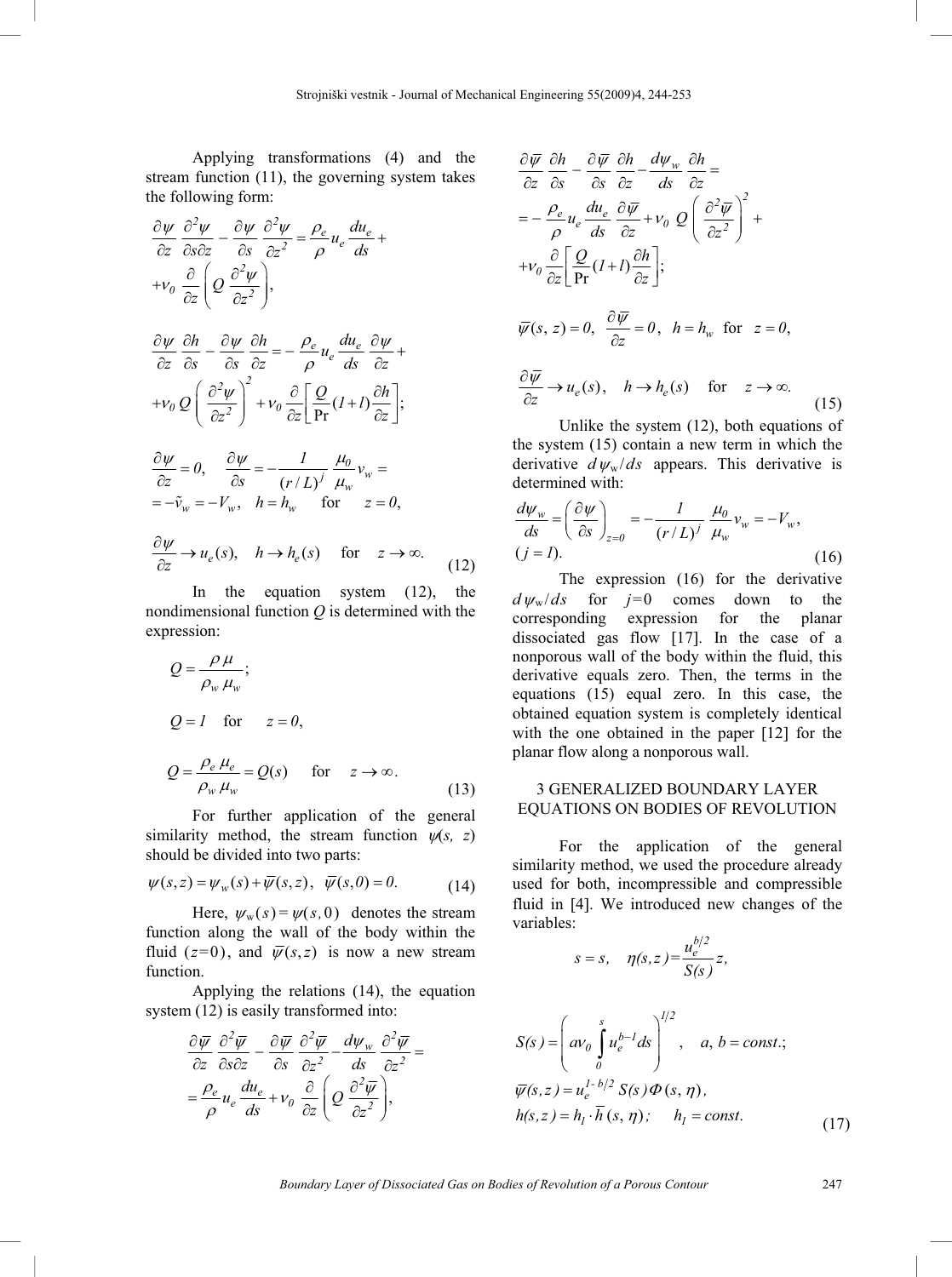Applying transformations (4) and the stream function (11), the governing system takes the following form:

$$
\frac{\partial \psi}{\partial z}\frac{\partial^2 \psi}{\partial s \partial z} - \frac{\partial \psi}{\partial s}\frac{\partial^2 \psi}{\partial z^2} = \frac{\rho_e}{\rho} u_e \frac{du_e}{ds} + 
+ \nu_0 \frac{\partial}{\partial z}\left( Q \frac{\partial^2 \psi}{\partial z^2} \right),
$$

$$
\frac{\partial \psi}{\partial z}\frac{\partial h}{\partial s} - \frac{\partial \psi}{\partial s}\frac{\partial h}{\partial z} = -\frac{\rho_e}{\rho} u_e \frac{du_e}{ds}\frac{\partial \psi}{\partial z} + 
+ \nu_0 Q \left( \frac{\partial^2 \psi}{\partial z^2} \right)^2 + \nu_0 \frac{\partial}{\partial z}\left[ \frac{Q}{\Pr}(1+l)\frac{\partial h}{\partial z} \right];
$$

$$
\frac{\partial \psi}{\partial z} = 0, \quad \frac{\partial \psi}{\partial s} = -\frac{1}{(r/L)^j}\frac{\mu_0}{\mu_w} v_w = 
= -\tilde{v}_w = -V_w, \quad h = h_w \quad \text{for} \quad z = 0,
$$

$$
\frac{\partial \psi}{\partial z} \to u_e(s), \quad h \to h_e(s) \quad \text{for} \quad z \to \infty. \tag{12}
$$

In the equation system (12), the nondimensional function $Q$ is determined with the expression:

$$
Q = \frac{\rho \mu}{\rho_w \mu_w};
$$

$$
Q = 1 \quad \text{for} \quad z = 0,
$$

$$
Q = \frac{\rho_e \mu_e}{\rho_w \mu_w} = Q(s) \quad \text{for} \quad z \to \infty. \tag{13}
$$

For further application of the general similarity method, the stream function $\psi(s, z)$ should be divided into two parts:

$$
\psi(s,z) = \psi_w(s) + \overline{\psi}(s,z), \quad \overline{\psi}(s,0) = 0. \tag{14}
$$

Here, $\psi_w(s) = \psi(s, 0)$ denotes the stream function along the wall of the body within the fluid $(z = 0)$, and $\overline{\psi}(s,z)$ is now a new stream function.

Applying the relations (14), the equation system (12) is easily transformed into:

$$
\frac{\partial \overline{\psi}}{\partial z}\frac{\partial^2 \overline{\psi}}{\partial s \partial z} - \frac{\partial \overline{\psi}}{\partial s}\frac{\partial^2 \overline{\psi}}{\partial z^2} - \frac{d\psi_w}{ds}\frac{\partial^2 \overline{\psi}}{\partial z^2} = 
= \frac{\rho_e}{\rho} u_e \frac{du_e}{ds} + \nu_0 \frac{\partial}{\partial z}\left( Q \frac{\partial^2 \overline{\psi}}{\partial z^2} \right),
$$

$$
\frac{\partial \overline{\psi}}{\partial z}\frac{\partial h}{\partial s} - \frac{\partial \overline{\psi}}{\partial s}\frac{\partial h}{\partial z} - \frac{d\psi_w}{ds}\frac{\partial h}{\partial z} = 
= -\frac{\rho_e}{\rho} u_e \frac{du_e}{ds}\frac{\partial \overline{\psi}}{\partial z} + \nu_0 Q \left( \frac{\partial^2 \overline{\psi}}{\partial z^2} \right)^2 + 
+ \nu_0 \frac{\partial}{\partial z}\left[ \frac{Q}{\Pr}(1+l)\frac{\partial h}{\partial z} \right];
$$

$$
\overline{\psi}(s, z) = 0, \quad \frac{\partial \overline{\psi}}{\partial z} = 0, \quad h = h_w \quad \text{for} \quad z = 0,
$$

$$
\frac{\partial \overline{\psi}}{\partial z} \to u_e(s), \quad h \to h_e(s) \quad \text{for} \quad z \to \infty. \tag{15}
$$

Unlike the system (12), both equations of the system (15) contain a new term in which the derivative $d\psi_w/ds$ appears. This derivative is determined with:

$$
\frac{d\psi_w}{ds} = \left( \frac{\partial \psi}{\partial s} \right)_{z=0} = -\frac{1}{(r/L)^j}\frac{\mu_0}{\mu_w} v_w = -V_w,
(j = 1). \tag{16}
$$

The expression (16) for the derivative $d\psi_w/ds$ for $j = 0$ comes down to the corresponding expression for the planar dissociated gas flow [17]. In the case of a nonporous wall of the body within the fluid, this derivative equals zero. Then, the terms in the equations (15) equal zero. In this case, the obtained equation system is completely identical with the one obtained in the paper [12] for the planar flow along a nonporous wall.

## 3 GENERALIZED BOUNDARY LAYER EQUATIONS ON BODIES OF REVOLUTION

For the application of the general similarity method, we used the procedure already used for both, incompressible and compressible fluid in [4]. We introduced new changes of the variables:

$$
s = s, \quad \eta(s,z) = \frac{u_e^{b/2}}{S(s)} z,
$$

$$
S(s) = \left( a\nu_0 \int_0^s u_e^{b-1} ds \right)^{1/2}, \quad a, b = const.;
\overline{\psi}(s,z) = u_e^{1-b/2} S(s) \Phi(s, \eta),
h(s,z) = h_1 \cdot \overline{h}(s, \eta); \quad h_1 = const. \tag{17}
$$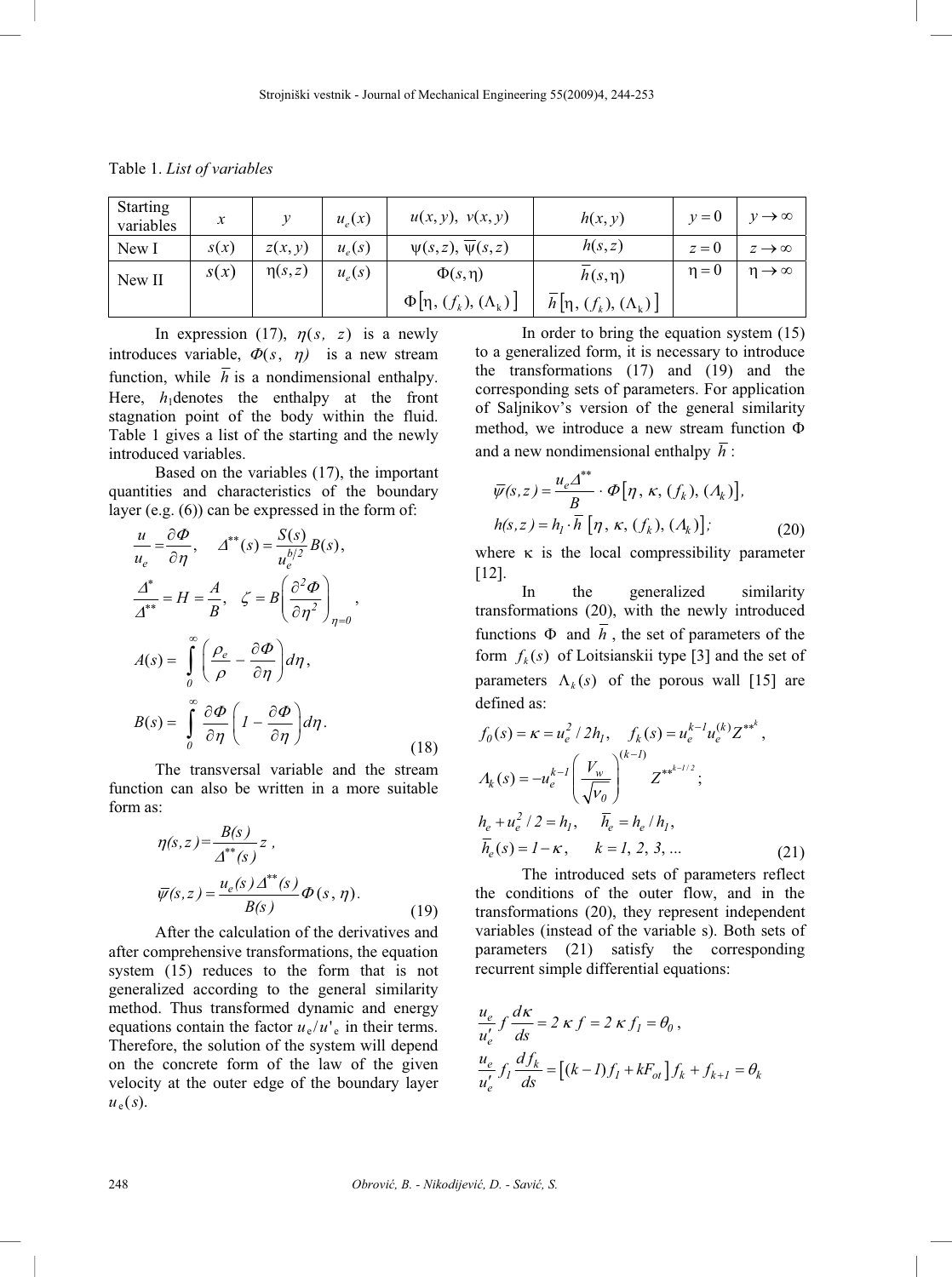Table 1. *List of variables*

| Starting variables | $x$ | $y$ | $u_e(x)$ | $u(x,y),\ v(x,y)$ | $h(x,y)$ | $y=0$ | $y\to\infty$ |
|---|---|---|---|---|---|---|---|
| New I | $s(x)$ | $z(x,y)$ | $u_e(s)$ | $\psi(s,z),\ \overline{\psi}(s,z)$ | $h(s,z)$ | $z=0$ | $z\to\infty$ |
| New II | $s(x)$ | $\eta(s,z)$ | $u_e(s)$ | $\Phi(s,\eta)$<br>$\Phi\left[\eta,\ (f_k),\ (\Lambda_k)\right]$ | $\overline{h}(s,\eta)$<br>$\overline{h}\left[\eta,\ (f_k),\ (\Lambda_k)\right]$ | $\eta=0$ | $\eta\to\infty$ |

In expression (17), $\eta(s,\ z)$ is a newly introduces variable, $\Phi(s,\ \eta)$ is a new stream function, while $\overline{h}$ is a nondimensional enthalpy. Here, $h_1$ denotes the enthalpy at the front stagnation point of the body within the fluid. Table 1 gives a list of the starting and the newly introduced variables.

Based on the variables (17), the important quantities and characteristics of the boundary layer (e.g. (6)) can be expressed in the form of:

$$\frac{u}{u_e}=\frac{\partial \Phi}{\partial \eta},\quad \Delta^{**}(s)=\frac{S(s)}{u_e^{b/2}}B(s),$$
$$\frac{\Delta^{*}}{\Delta^{**}}=H=\frac{A}{B},\quad \zeta=B\left(\frac{\partial^2 \Phi}{\partial \eta^2}\right)_{\eta=0},$$
$$A(s)=\int_0^\infty\left(\frac{\rho_e}{\rho}-\frac{\partial \Phi}{\partial \eta}\right)d\eta,$$
$$B(s)=\int_0^\infty\frac{\partial \Phi}{\partial \eta}\left(1-\frac{\partial \Phi}{\partial \eta}\right)d\eta. \tag{18}$$

The transversal variable and the stream function can also be written in a more suitable form as:

$$\eta(s,z)=\frac{B(s)}{\Delta^{**}(s)}z\ ,$$
$$\overline{\psi}(s,z)=\frac{u_e(s)\Delta^{**}(s)}{B(s)}\Phi(s\ ,\eta). \tag{19}$$

After the calculation of the derivatives and after comprehensive transformations, the equation system (15) reduces to the form that is not generalized according to the general similarity method. Thus transformed dynamic and energy equations contain the factor $u_e/u'_e$ in their terms. Therefore, the solution of the system will depend on the concrete form of the law of the given velocity at the outer edge of the boundary layer $u_e(s)$.

In order to bring the equation system (15) to a generalized form, it is necessary to introduce the transformations (17) and (19) and the corresponding sets of parameters. For application of Saljnikov's version of the general similarity method, we introduce a new stream function $\Phi$ and a new nondimensional enthalpy $\overline{h}$ :

$$\overline{\psi}(s,z)=\frac{u_e\Delta^{**}}{B}\cdot\Phi\left[\eta,\ \kappa,\ (f_k),\ (\Lambda_k)\right],$$
$$h(s,z)=h_1\cdot\overline{h}\left[\eta,\ \kappa,\ (f_k),\ (\Lambda_k)\right]; \tag{20}$$

where $\kappa$ is the local compressibility parameter [12].

In the generalized similarity transformations (20), with the newly introduced functions $\Phi$ and $\overline{h}$, the set of parameters of the form $f_k(s)$ of Loitsianskii type [3] and the set of parameters $\Lambda_k(s)$ of the porous wall [15] are defined as:

$$f_0(s)=\kappa=u_e^2/2h_1,\quad f_k(s)=u_e^{k-1}u_e^{(k)}Z^{**^k},$$
$$\Lambda_k(s)=-u_e^{k-1}\left(\frac{V_w}{\sqrt{\nu_0}}\right)^{(k-1)}Z^{**^{k-1/2}};$$
$$h_e+u_e^2/2=h_1,\quad \overline{h}_e=h_e/h_1,$$
$$\overline{h}_e(s)=1-\kappa,\quad k=1,\ 2,\ 3,\ ... \tag{21}$$

The introduced sets of parameters reflect the conditions of the outer flow, and in the transformations (20), they represent independent variables (instead of the variable s). Both sets of parameters (21) satisfy the corresponding recurrent simple differential equations:

$$\frac{u_e}{u'_e}f\frac{d\kappa}{ds}=2\,\kappa\,f=2\,\kappa\,f_1=\theta_0\,,$$
$$\frac{u_e}{u'_e}f_1\frac{df_k}{ds}=\left[(k-1)f_1+kF_{ot}\right]f_k+f_{k+1}=\theta_k$$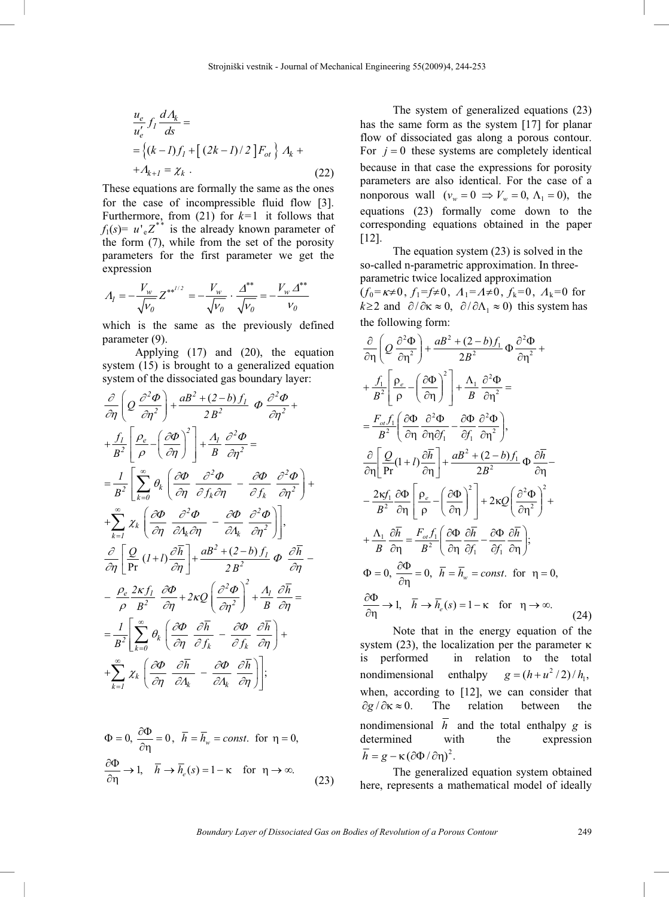$$\frac{u_e}{u_e'} f_1 \frac{d\Lambda_k}{ds} =$$

$$= \left\{ (k-1) f_1 + \left[ (2k-1)/2 \right] F_{ot} \right\} \Lambda_k +$$

$$+ \Lambda_{k+1} = \chi_k \ . \tag{22}$$

These equations are formally the same as the ones for the case of incompressible fluid flow [3]. Furthermore, from (21) for $k=1$ it follows that $f_1(s) = u'_e Z^{**}$ is the already known parameter of the form (7), while from the set of the porosity parameters for the first parameter we get the expression

$$\Lambda_1 = -\frac{V_w}{\sqrt{\nu_0}} Z^{**1/2} = -\frac{V_w}{\sqrt{\nu_0}} \cdot \frac{\Delta^{**}}{\sqrt{\nu_0}} = -\frac{V_w \Delta^{**}}{\nu_0}$$

which is the same as the previously defined parameter (9).

Applying (17) and (20), the equation system (15) is brought to a generalized equation system of the dissociated gas boundary layer:

$$\frac{\partial}{\partial \eta}\left( Q \frac{\partial^2 \Phi}{\partial \eta^2} \right) + \frac{aB^2 + (2-b) f_1}{2B^2} \Phi \frac{\partial^2 \Phi}{\partial \eta^2} +$$

$$+ \frac{f_1}{B^2} \left[ \frac{\rho_e}{\rho} - \left( \frac{\partial \Phi}{\partial \eta} \right)^2 \right] + \frac{\Lambda_1}{B} \frac{\partial^2 \Phi}{\partial \eta^2} =$$

$$= \frac{1}{B^2} \left[ \sum_{k=0}^{\infty} \theta_k \left( \frac{\partial \Phi}{\partial \eta} \frac{\partial^2 \Phi}{\partial f_k \partial \eta} - \frac{\partial \Phi}{\partial f_k} \frac{\partial^2 \Phi}{\partial \eta^2} \right) + \right.$$

$$\left. + \sum_{k=1}^{\infty} \chi_k \left( \frac{\partial \Phi}{\partial \eta} \frac{\partial^2 \Phi}{\partial \Lambda_k \partial \eta} - \frac{\partial \Phi}{\partial \Lambda_k} \frac{\partial^2 \Phi}{\partial \eta^2} \right) \right],$$

$$\frac{\partial}{\partial \eta}\left[ \frac{Q}{\Pr}(1+l) \frac{\partial \bar{h}}{\partial \eta} \right] + \frac{aB^2 + (2-b) f_1}{2B^2} \Phi \frac{\partial \bar{h}}{\partial \eta} -$$

$$- \frac{\rho_e}{\rho} \frac{2\kappa f_1}{B^2} \frac{\partial \Phi}{\partial \eta} + 2\kappa Q \left( \frac{\partial^2 \Phi}{\partial \eta^2} \right)^2 + \frac{\Lambda_1}{B} \frac{\partial \bar{h}}{\partial \eta} =$$

$$= \frac{1}{B^2} \left[ \sum_{k=0}^{\infty} \theta_k \left( \frac{\partial \Phi}{\partial \eta} \frac{\partial \bar{h}}{\partial f_k} - \frac{\partial \Phi}{\partial f_k} \frac{\partial \bar{h}}{\partial \eta} \right) + \right.$$

$$\left. + \sum_{k=1}^{\infty} \chi_k \left( \frac{\partial \Phi}{\partial \eta} \frac{\partial \bar{h}}{\partial \Lambda_k} - \frac{\partial \Phi}{\partial \Lambda_k} \frac{\partial \bar{h}}{\partial \eta} \right) \right];$$

$$\Phi = 0, \ \frac{\partial \Phi}{\partial \eta} = 0, \ \bar{h} = \bar{h}_w = const. \ \text{ for } \ \eta = 0,$$

$$\frac{\partial \Phi}{\partial \eta} \to 1, \quad \bar{h} \to \bar{h}_e(s) = 1 - \kappa \quad \text{for} \quad \eta \to \infty. \tag{23}$$

The system of generalized equations (23) has the same form as the system [17] for planar flow of dissociated gas along a porous contour. For $j = 0$ these systems are completely identical because in that case the expressions for porosity parameters are also identical. For the case of a nonporous wall $(v_w = 0 \Rightarrow V_w = 0, \ \Lambda_1 = 0)$, the equations (23) formally come down to the corresponding equations obtained in the paper [12].

The equation system (23) is solved in the so-called n-parametric approximation. In three-parametric twice localized approximation ($f_0 = \kappa \neq 0$, $f_1 = f \neq 0$, $\Lambda_1 = \Lambda \neq 0$, $f_k = 0$, $\Lambda_k = 0$ for $k \geq 2$ and $\partial / \partial \kappa \approx 0$, $\partial / \partial \Lambda_1 \approx 0$) this system has the following form:

$$\frac{\partial}{\partial \eta}\left( Q \frac{\partial^2 \Phi}{\partial \eta^2} \right) + \frac{aB^2 + (2-b) f_1}{2B^2} \Phi \frac{\partial^2 \Phi}{\partial \eta^2} +$$

$$+ \frac{f_1}{B^2} \left[ \frac{\rho_e}{\rho} - \left( \frac{\partial \Phi}{\partial \eta} \right)^2 \right] + \frac{\Lambda_1}{B} \frac{\partial^2 \Phi}{\partial \eta^2} =$$

$$= \frac{F_{ot} f_1}{B^2} \left( \frac{\partial \Phi}{\partial \eta} \frac{\partial^2 \Phi}{\partial \eta \partial f_1} - \frac{\partial \Phi}{\partial f_1} \frac{\partial^2 \Phi}{\partial \eta^2} \right),$$

$$\frac{\partial}{\partial \eta}\left[ \frac{Q}{\Pr}(1+l) \frac{\partial \bar{h}}{\partial \eta} \right] + \frac{aB^2 + (2-b) f_1}{2B^2} \Phi \frac{\partial \bar{h}}{\partial \eta} -$$

$$- \frac{2\kappa f_1}{B^2} \frac{\partial \Phi}{\partial \eta} \left[ \frac{\rho_e}{\rho} - \left( \frac{\partial \Phi}{\partial \eta} \right)^2 \right] + 2\kappa Q \left( \frac{\partial^2 \Phi}{\partial \eta^2} \right)^2 +$$

$$+ \frac{\Lambda_1}{B} \frac{\partial \bar{h}}{\partial \eta} = \frac{F_{ot} f_1}{B^2} \left( \frac{\partial \Phi}{\partial \eta} \frac{\partial \bar{h}}{\partial f_1} - \frac{\partial \Phi}{\partial f_1} \frac{\partial \bar{h}}{\partial \eta} \right);$$

$$\Phi = 0, \ \frac{\partial \Phi}{\partial \eta} = 0, \ \bar{h} = \bar{h}_w = const. \ \text{ for } \ \eta = 0,$$

$$\frac{\partial \Phi}{\partial \eta} \to 1, \quad \bar{h} \to \bar{h}_e(s) = 1 - \kappa \quad \text{for} \quad \eta \to \infty. \tag{24}$$

Note that in the energy equation of the system (23), the localization per the parameter $\kappa$ is performed in relation to the total nondimensional enthalpy $g = (h + u^2/2)/h_1$, when, according to [12], we can consider that $\partial g / \partial \kappa \approx 0$. The relation between the nondimensional $\bar{h}$ and the total enthalpy $g$ is determined with the expression $\bar{h} = g - \kappa (\partial \Phi / \partial \eta)^2$.

The generalized equation system obtained here, represents a mathematical model of ideally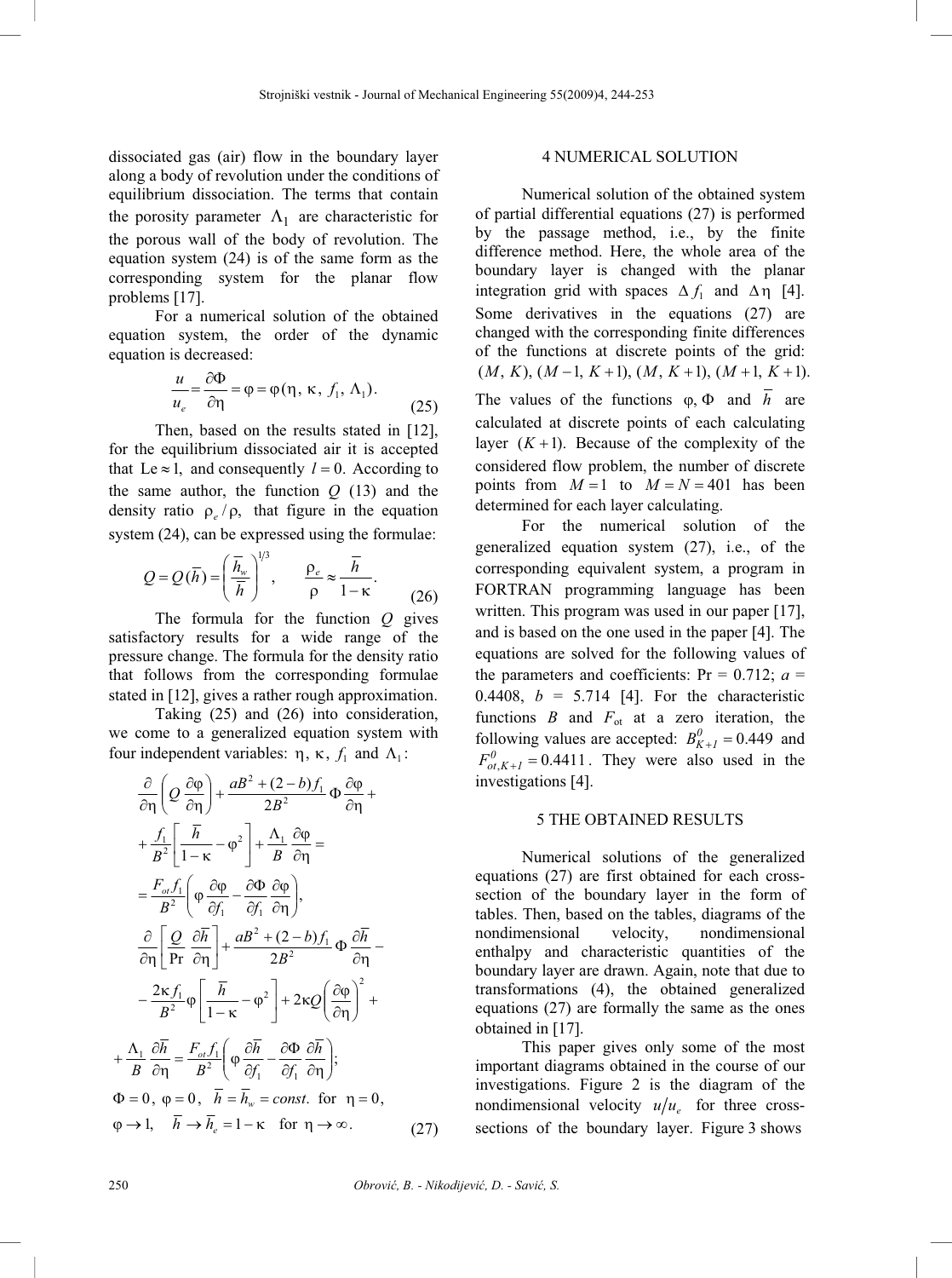dissociated gas (air) flow in the boundary layer along a body of revolution under the conditions of equilibrium dissociation. The terms that contain the porosity parameter $\Lambda_1$ are characteristic for the porous wall of the body of revolution. The equation system (24) is of the same form as the corresponding system for the planar flow problems [17].

For a numerical solution of the obtained equation system, the order of the dynamic equation is decreased:

$$\frac{u}{u_e} = \frac{\partial \Phi}{\partial \eta} = \varphi = \varphi(\eta,\ \kappa,\ f_1,\ \Lambda_1). \tag{25}$$

Then, based on the results stated in [12], for the equilibrium dissociated air it is accepted that $\mathrm{Le} \approx 1$, and consequently $l = 0$. According to the same author, the function $Q$ (13) and the density ratio $\rho_e/\rho$, that figure in the equation system (24), can be expressed using the formulae:

$$Q = Q(\bar{h}) = \left(\frac{\bar{h}_w}{\bar{h}}\right)^{1/3}, \qquad \frac{\rho_e}{\rho} \approx \frac{\bar{h}}{1-\kappa}. \tag{26}$$

The formula for the function $Q$ gives satisfactory results for a wide range of the pressure change. The formula for the density ratio that follows from the corresponding formulae stated in [12], gives a rather rough approximation.

Taking (25) and (26) into consideration, we come to a generalized equation system with four independent variables: $\eta,\ \kappa,\ f_1$ and $\Lambda_1$:

$$\begin{aligned}
&\frac{\partial}{\partial \eta}\left(Q\,\frac{\partial \varphi}{\partial \eta}\right) + \frac{aB^2 + (2-b)f_1}{2B^2}\,\Phi\,\frac{\partial \varphi}{\partial \eta} + \\
&+ \frac{f_1}{B^2}\left[\frac{\bar{h}}{1-\kappa} - \varphi^2\right] + \frac{\Lambda_1}{B}\,\frac{\partial \varphi}{\partial \eta} = \\
&= \frac{F_{ot} f_1}{B^2}\left(\varphi\,\frac{\partial \varphi}{\partial f_1} - \frac{\partial \Phi}{\partial f_1}\,\frac{\partial \varphi}{\partial \eta}\right), \\
&\frac{\partial}{\partial \eta}\left[\frac{Q}{\Pr}\,\frac{\partial \bar{h}}{\partial \eta}\right] + \frac{aB^2 + (2-b)f_1}{2B^2}\,\Phi\,\frac{\partial \bar{h}}{\partial \eta} - \\
&- \frac{2\kappa f_1}{B^2}\,\varphi\left[\frac{\bar{h}}{1-\kappa} - \varphi^2\right] + 2\kappa Q\left(\frac{\partial \varphi}{\partial \eta}\right)^2 + \\
&+ \frac{\Lambda_1}{B}\,\frac{\partial \bar{h}}{\partial \eta} = \frac{F_{ot} f_1}{B^2}\left(\varphi\,\frac{\partial \bar{h}}{\partial f_1} - \frac{\partial \Phi}{\partial f_1}\,\frac{\partial \bar{h}}{\partial \eta}\right); \\
&\Phi = 0,\ \varphi = 0,\ \bar{h} = \bar{h}_w = const. \ \text{ for } \ \eta = 0, \\
&\varphi \to 1,\quad \bar{h} \to \bar{h}_e = 1-\kappa \quad \text{for } \eta \to \infty.
\end{aligned} \tag{27}$$

## 4 NUMERICAL SOLUTION

Numerical solution of the obtained system of partial differential equations (27) is performed by the passage method, i.e., by the finite difference method. Here, the whole area of the boundary layer is changed with the planar integration grid with spaces $\Delta f_1$ and $\Delta \eta$ [4]. Some derivatives in the equations (27) are changed with the corresponding finite differences of the functions at discrete points of the grid: $(M,\ K)$, $(M-1,\ K+1)$, $(M,\ K+1)$, $(M+1,\ K+1)$. The values of the functions $\varphi,\ \Phi$ and $\bar{h}$ are calculated at discrete points of each calculating layer $(K+1)$. Because of the complexity of the considered flow problem, the number of discrete points from $M = 1$ to $M = N = 401$ has been determined for each layer calculating.

For the numerical solution of the generalized equation system (27), i.e., of the corresponding equivalent system, a program in FORTRAN programming language has been written. This program was used in our paper [17], and is based on the one used in the paper [4]. The equations are solved for the following values of the parameters and coefficients: Pr = 0.712; $a$ = 0.4408, $b$ = 5.714 [4]. For the characteristic functions $B$ and $F_{\mathrm{ot}}$ at a zero iteration, the following values are accepted: $B^0_{K+1} = 0.449$ and $F^0_{ot,K+1} = 0.4411$. They were also used in the investigations [4].

## 5 THE OBTAINED RESULTS

Numerical solutions of the generalized equations (27) are first obtained for each cross-section of the boundary layer in the form of tables. Then, based on the tables, diagrams of the nondimensional velocity, nondimensional enthalpy and characteristic quantities of the boundary layer are drawn. Again, note that due to transformations (4), the obtained generalized equations (27) are formally the same as the ones obtained in [17].

This paper gives only some of the most important diagrams obtained in the course of our investigations. Figure 2 is the diagram of the nondimensional velocity $u/u_e$ for three cross-sections of the boundary layer. Figure 3 shows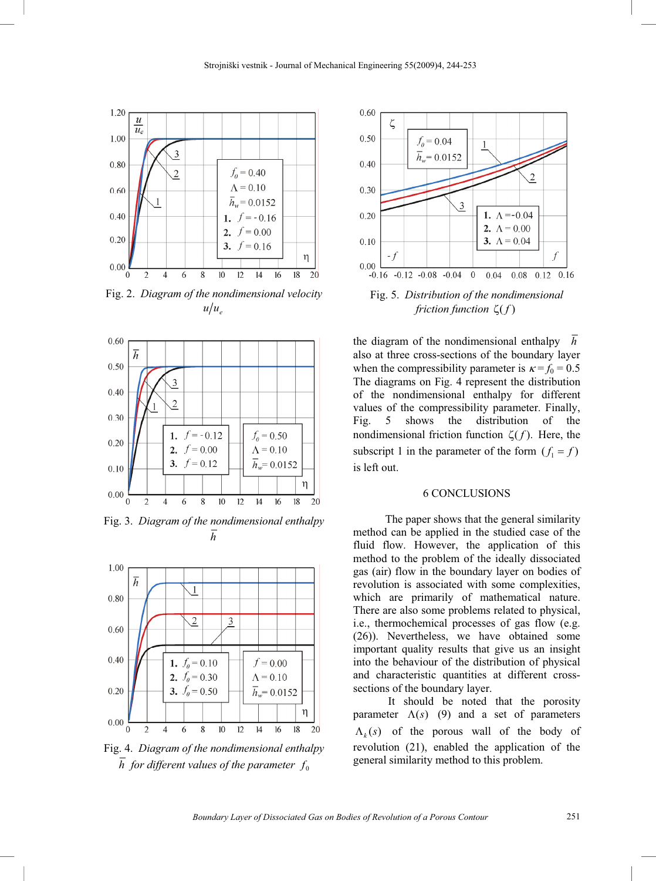Fig. 2. *Diagram of the nondimensional velocity* $u/u_e$

Fig. 3. *Diagram of the nondimensional enthalpy* $\bar{h}$

Fig. 4. *Diagram of the nondimensional enthalpy* $\bar{h}$ *for different values of the parameter* $f_0$

Fig. 5. *Distribution of the nondimensional friction function* $\zeta(f)$

the diagram of the nondimensional enthalpy $\bar{h}$ also at three cross-sections of the boundary layer when the compressibility parameter is $\kappa = f_0 = 0.5$ The diagrams on Fig. 4 represent the distribution of the nondimensional enthalpy for different values of the compressibility parameter. Finally, Fig. 5 shows the distribution of the nondimensional friction function $\zeta(f)$. Here, the subscript 1 in the parameter of the form $(f_1 = f)$ is left out.

## 6 CONCLUSIONS

The paper shows that the general similarity method can be applied in the studied case of the fluid flow. However, the application of this method to the problem of the ideally dissociated gas (air) flow in the boundary layer on bodies of revolution is associated with some complexities, which are primarily of mathematical nature. There are also some problems related to physical, i.e., thermochemical processes of gas flow (e.g. (26)). Nevertheless, we have obtained some important quality results that give us an insight into the behaviour of the distribution of physical and characteristic quantities at different cross-sections of the boundary layer.

It should be noted that the porosity parameter $\Lambda(s)$ (9) and a set of parameters $\Lambda_k(s)$ of the porous wall of the body of revolution (21), enabled the application of the general similarity method to this problem.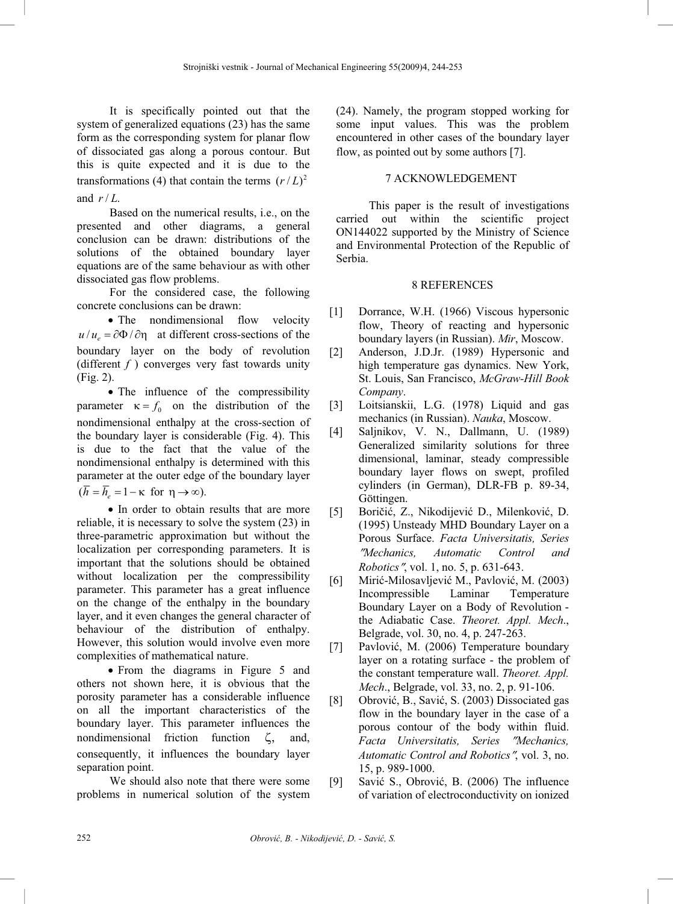It is specifically pointed out that the system of generalized equations (23) has the same form as the corresponding system for planar flow of dissociated gas along a porous contour. But this is quite expected and it is due to the transformations (4) that contain the terms $(r/L)^2$ and $r/L$.

Based on the numerical results, i.e., on the presented and other diagrams, a general conclusion can be drawn: distributions of the solutions of the obtained boundary layer equations are of the same behaviour as with other dissociated gas flow problems.

For the considered case, the following concrete conclusions can be drawn:

- The nondimensional flow velocity $u/u_e = \partial\Phi/\partial\eta$ at different cross-sections of the boundary layer on the body of revolution (different $f$) converges very fast towards unity (Fig. 2).
- The influence of the compressibility parameter $\kappa = f_0$ on the distribution of the nondimensional enthalpy at the cross-section of the boundary layer is considerable (Fig. 4). This is due to the fact that the value of the nondimensional enthalpy is determined with this parameter at the outer edge of the boundary layer ($\bar{h} = \bar{h}_e = 1 - \kappa$ for $\eta \to \infty$).
- In order to obtain results that are more reliable, it is necessary to solve the system (23) in three-parametric approximation but without the localization per corresponding parameters. It is important that the solutions should be obtained without localization per the compressibility parameter. This parameter has a great influence on the change of the enthalpy in the boundary layer, and it even changes the general character of behaviour of the distribution of enthalpy. However, this solution would involve even more complexities of mathematical nature.
- From the diagrams in Figure 5 and others not shown here, it is obvious that the porosity parameter has a considerable influence on all the important characteristics of the boundary layer. This parameter influences the nondimensional friction function $\zeta$, and, consequently, it influences the boundary layer separation point.

We should also note that there were some problems in numerical solution of the system (24). Namely, the program stopped working for some input values. This was the problem encountered in other cases of the boundary layer flow, as pointed out by some authors [7].

## 7 ACKNOWLEDGEMENT

This paper is the result of investigations carried out within the scientific project ON144022 supported by the Ministry of Science and Environmental Protection of the Republic of Serbia.

## 8 REFERENCES

[1] Dorrance, W.H. (1966) Viscous hypersonic flow, Theory of reacting and hypersonic boundary layers (in Russian). *Mir*, Moscow.

[2] Anderson, J.D.Jr. (1989) Hypersonic and high temperature gas dynamics. New York, St. Louis, San Francisco, *McGraw-Hill Book Company*.

[3] Loitsianskii, L.G. (1978) Liquid and gas mechanics (in Russian). *Nauka*, Moscow.

[4] Saljnikov, V. N., Dallmann, U. (1989) Generalized similarity solutions for three dimensional, laminar, steady compressible boundary layer flows on swept, profiled cylinders (in German), DLR-FB p. 89-34, Göttingen.

[5] Boričić, Z., Nikodijević D., Milenković, D. (1995) Unsteady MHD Boundary Layer on a Porous Surface. *Facta Universitatis, Series "Mechanics, Automatic Control and Robotics"*, vol. 1, no. 5, p. 631-643.

[6] Mirić-Milosavljević M., Pavlović, M. (2003) Incompressible Laminar Temperature Boundary Layer on a Body of Revolution - the Adiabatic Case. *Theoret. Appl. Mech*., Belgrade, vol. 30, no. 4, p. 247-263.

[7] Pavlović, M. (2006) Temperature boundary layer on a rotating surface - the problem of the constant temperature wall. *Theoret. Appl. Mech*., Belgrade, vol. 33, no. 2, p. 91-106.

[8] Obrović, B., Savić, S. (2003) Dissociated gas flow in the boundary layer in the case of a porous contour of the body within fluid. *Facta Universitatis, Series "Mechanics, Automatic Control and Robotics"*, vol. 3, no. 15, p. 989-1000.

[9] Savić S., Obrović, B. (2006) The influence of variation of electroconductivity on ionized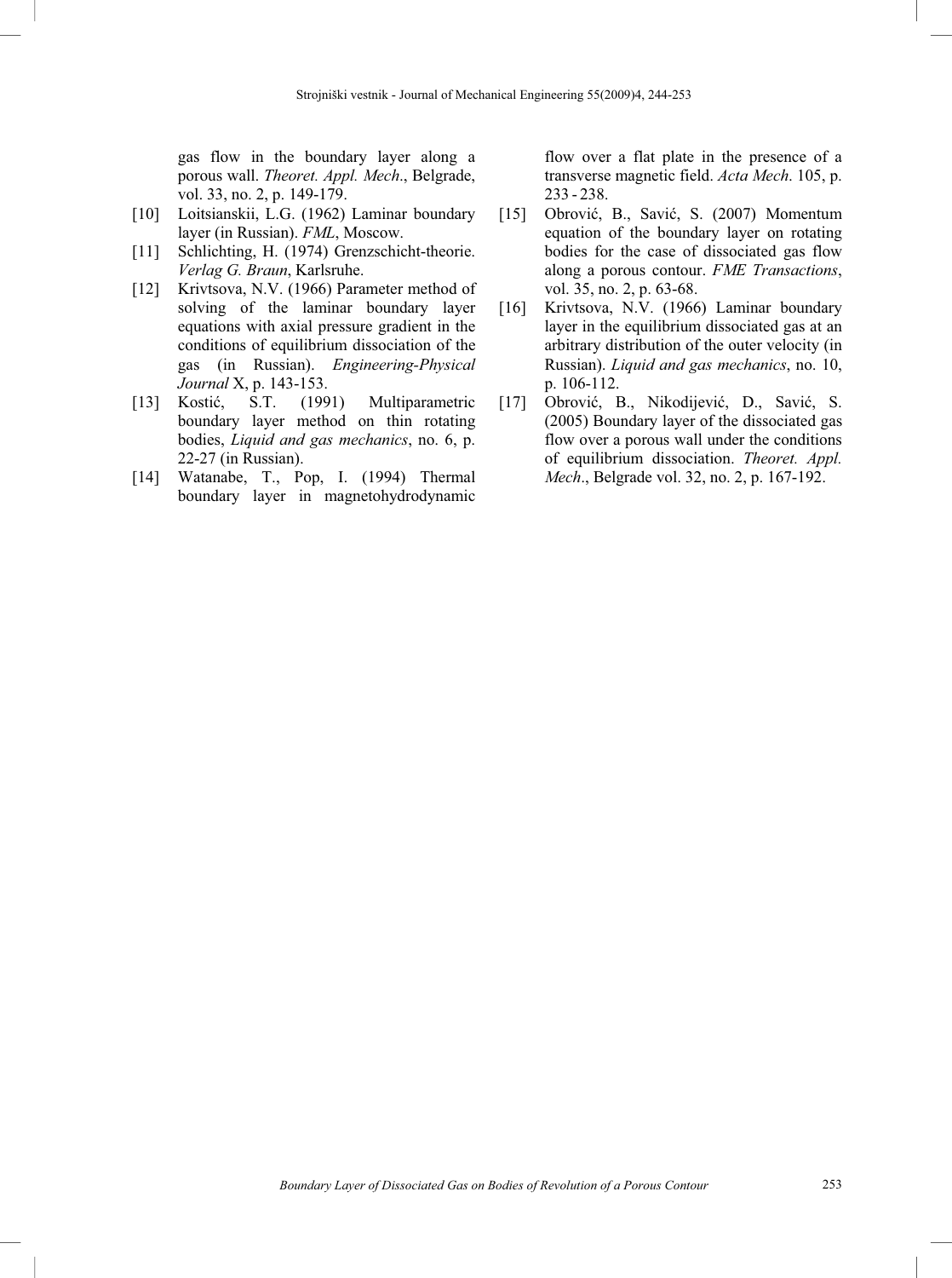gas flow in the boundary layer along a porous wall. *Theoret. Appl. Mech*., Belgrade, vol. 33, no. 2, p. 149-179.

[10] Loitsianskii, L.G. (1962) Laminar boundary layer (in Russian). *FML*, Moscow.

[11] Schlichting, H. (1974) Grenzschicht-theorie. *Verlag G. Braun*, Karlsruhe.

[12] Krivtsova, N.V. (1966) Parameter method of solving of the laminar boundary layer equations with axial pressure gradient in the conditions of equilibrium dissociation of the gas (in Russian). *Engineering-Physical Journal* X, p. 143-153.

[13] Kostić, S.T. (1991) Multiparametric boundary layer method on thin rotating bodies, *Liquid and gas mechanics*, no. 6, p. 22-27 (in Russian).

[14] Watanabe, T., Pop, I. (1994) Thermal boundary layer in magnetohydrodynamic flow over a flat plate in the presence of a transverse magnetic field. *Acta Mech*. 105, p. 233 - 238.

[15] Obrović, B., Savić, S. (2007) Momentum equation of the boundary layer on rotating bodies for the case of dissociated gas flow along a porous contour. *FME Transactions*, vol. 35, no. 2, p. 63-68.

[16] Krivtsova, N.V. (1966) Laminar boundary layer in the equilibrium dissociated gas at an arbitrary distribution of the outer velocity (in Russian). *Liquid and gas mechanics*, no. 10, p. 106-112.

[17] Obrović, B., Nikodijević, D., Savić, S. (2005) Boundary layer of the dissociated gas flow over a porous wall under the conditions of equilibrium dissociation. *Theoret. Appl. Mech*., Belgrade vol. 32, no. 2, p. 167-192.